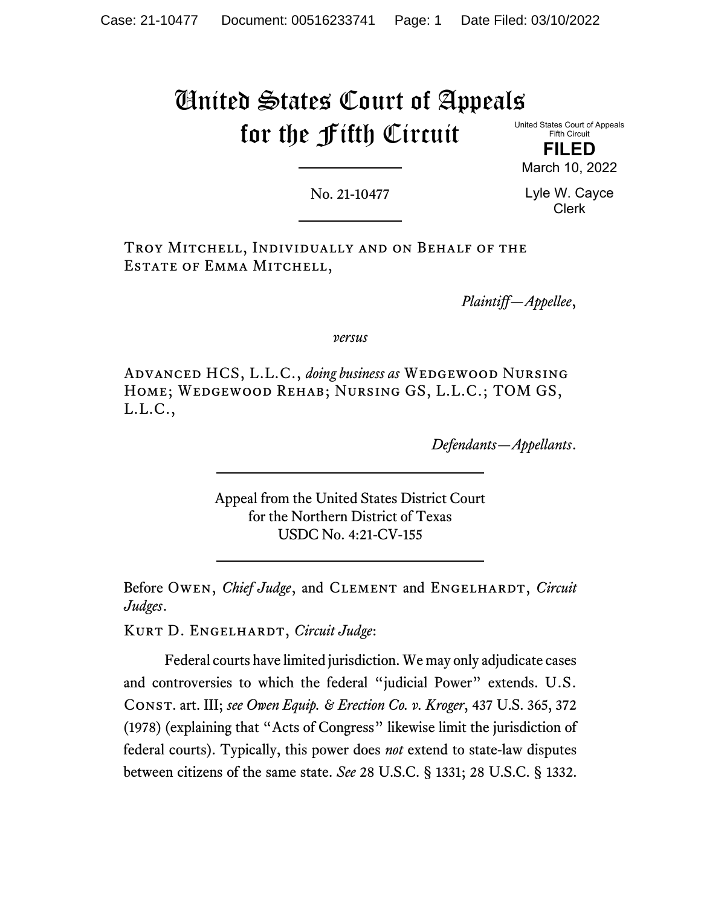# United States Court of Appeals for the Fifth Circuit

United States Court of Appeals
Fifth Circuit

**FILED**

March 10, 2022

Lyle W. Cayce
Clerk

No. 21-10477

---

Troy Mitchell, Individually and on Behalf of the Estate of Emma Mitchell,

*Plaintiff—Appellee*,

*versus*

Advanced HCS, L.L.C., *doing business as* Wedgewood Nursing Home; Wedgewood Rehab; Nursing GS, L.L.C.; TOM GS, L.L.C.,

*Defendants—Appellants*.

---

Appeal from the United States District Court
for the Northern District of Texas
USDC No. 4:21-CV-155

---

Before Owen, *Chief Judge*, and Clement and Engelhardt, *Circuit Judges*.

Kurt D. Engelhardt, *Circuit Judge*:

Federal courts have limited jurisdiction. We may only adjudicate cases and controversies to which the federal "judicial Power" extends. U.S. Const. art. III; *see Owen Equip. & Erection Co. v. Kroger*, 437 U.S. 365, 372 (1978) (explaining that "Acts of Congress" likewise limit the jurisdiction of federal courts). Typically, this power does *not* extend to state-law disputes between citizens of the same state. *See* 28 U.S.C. § 1331; 28 U.S.C. § 1332.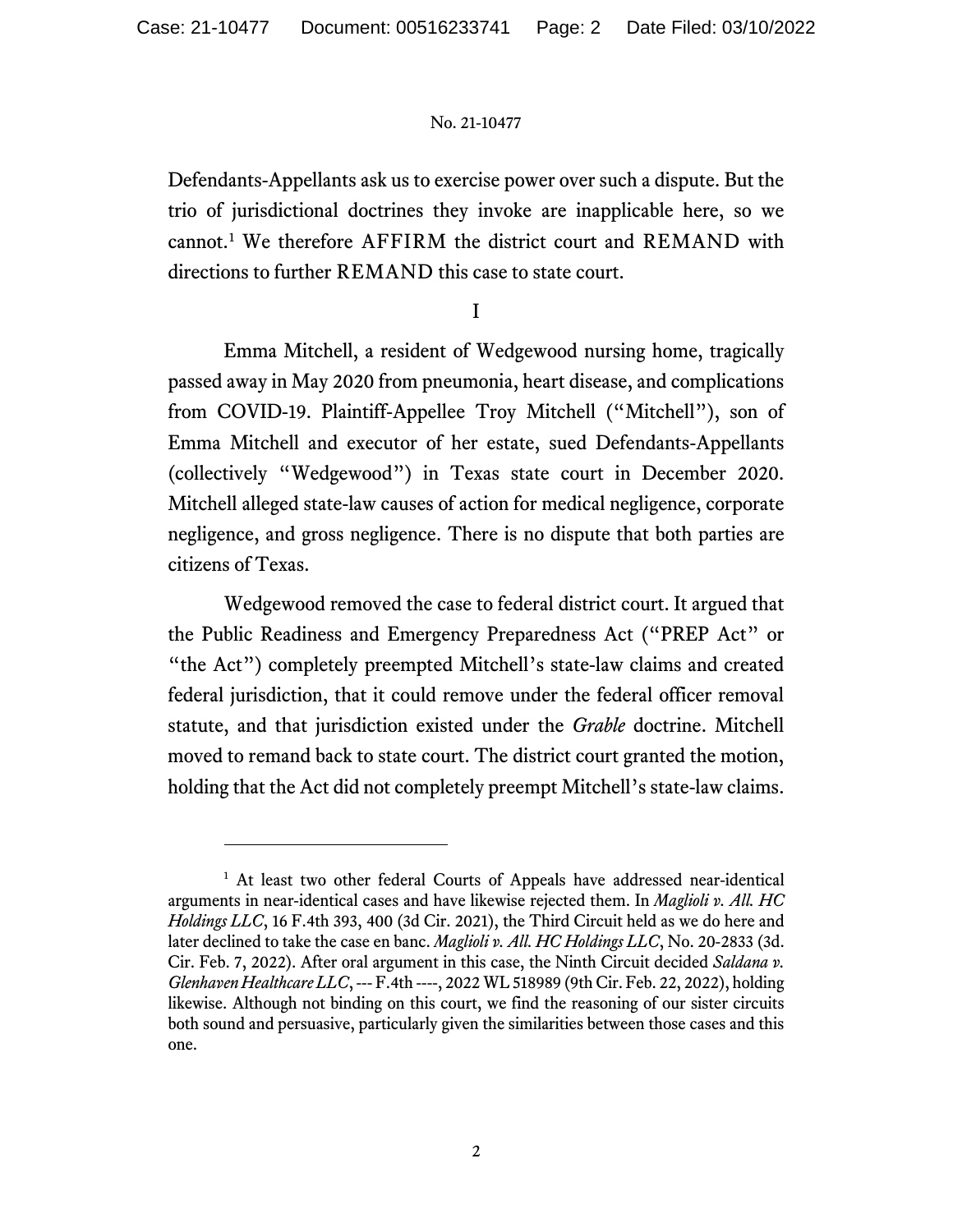Defendants-Appellants ask us to exercise power over such a dispute. But the trio of jurisdictional doctrines they invoke are inapplicable here, so we cannot.[1] We therefore AFFIRM the district court and REMAND with directions to further REMAND this case to state court.

I

Emma Mitchell, a resident of Wedgewood nursing home, tragically passed away in May 2020 from pneumonia, heart disease, and complications from COVID-19. Plaintiff-Appellee Troy Mitchell ("Mitchell"), son of Emma Mitchell and executor of her estate, sued Defendants-Appellants (collectively "Wedgewood") in Texas state court in December 2020. Mitchell alleged state-law causes of action for medical negligence, corporate negligence, and gross negligence. There is no dispute that both parties are citizens of Texas.

Wedgewood removed the case to federal district court. It argued that the Public Readiness and Emergency Preparedness Act ("PREP Act" or "the Act") completely preempted Mitchell's state-law claims and created federal jurisdiction, that it could remove under the federal officer removal statute, and that jurisdiction existed under the *Grable* doctrine. Mitchell moved to remand back to state court. The district court granted the motion, holding that the Act did not completely preempt Mitchell's state-law claims.

---

[1] At least two other federal Courts of Appeals have addressed near-identical arguments in near-identical cases and have likewise rejected them. In *Maglioli v. All. HC Holdings LLC*, 16 F.4th 393, 400 (3d Cir. 2021), the Third Circuit held as we do here and later declined to take the case en banc. *Maglioli v. All. HC Holdings LLC*, No. 20-2833 (3d. Cir. Feb. 7, 2022). After oral argument in this case, the Ninth Circuit decided *Saldana v. Glenhaven Healthcare LLC*, --- F.4th ----, 2022 WL 518989 (9th Cir. Feb. 22, 2022), holding likewise. Although not binding on this court, we find the reasoning of our sister circuits both sound and persuasive, particularly given the similarities between those cases and this one.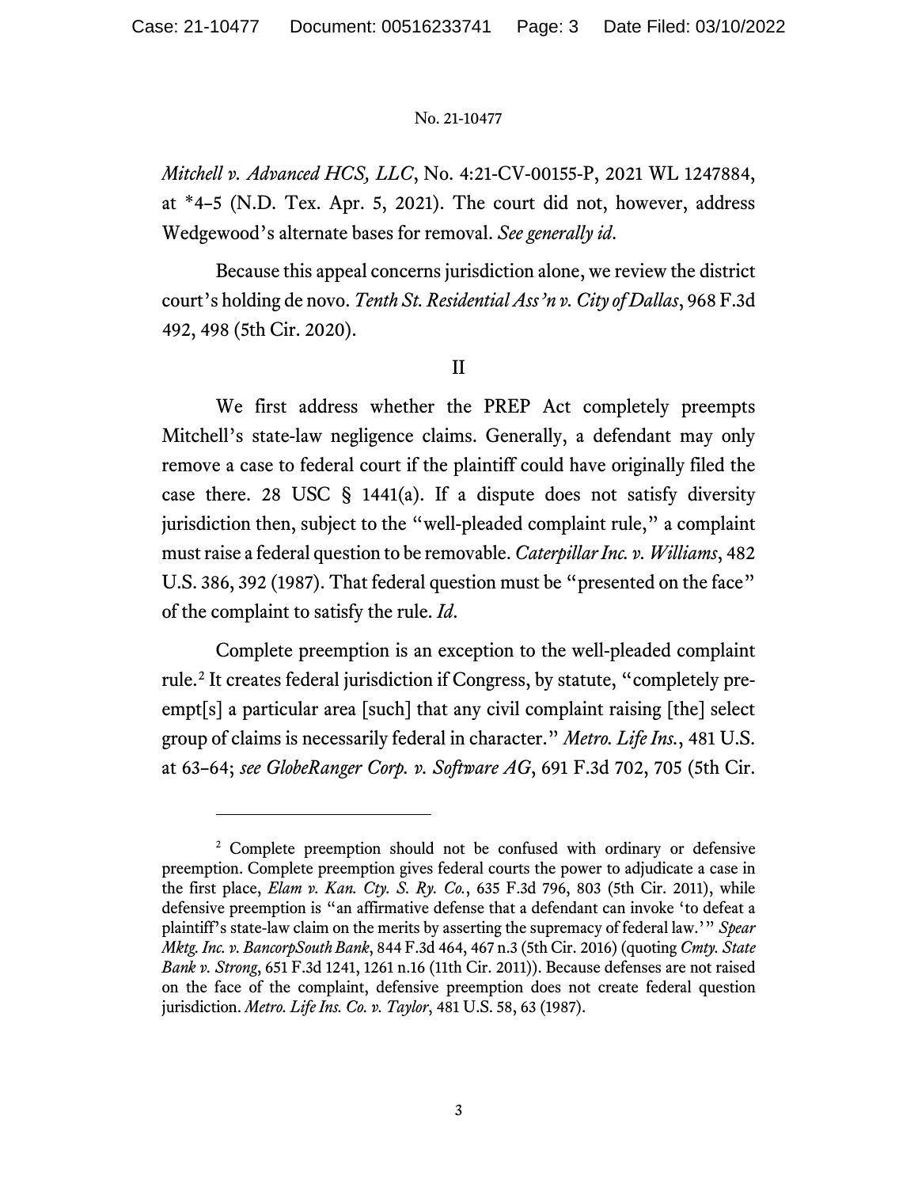*Mitchell v. Advanced HCS, LLC*, No. 4:21-CV-00155-P, 2021 WL 1247884, at *4–5 (N.D. Tex. Apr. 5, 2021). The court did not, however, address Wedgewood's alternate bases for removal. *See generally id*.

Because this appeal concerns jurisdiction alone, we review the district court's holding de novo. *Tenth St. Residential Ass'n v. City of Dallas*, 968 F.3d 492, 498 (5th Cir. 2020).

## II

We first address whether the PREP Act completely preempts Mitchell's state-law negligence claims. Generally, a defendant may only remove a case to federal court if the plaintiff could have originally filed the case there. 28 USC § 1441(a). If a dispute does not satisfy diversity jurisdiction then, subject to the "well-pleaded complaint rule," a complaint must raise a federal question to be removable. *Caterpillar Inc. v. Williams*, 482 U.S. 386, 392 (1987). That federal question must be "presented on the face" of the complaint to satisfy the rule. *Id*.

Complete preemption is an exception to the well-pleaded complaint rule.[2] It creates federal jurisdiction if Congress, by statute, "completely pre-empt[s] a particular area [such] that any civil complaint raising [the] select group of claims is necessarily federal in character." *Metro. Life Ins.*, 481 U.S. at 63–64; *see GlobeRanger Corp. v. Software AG*, 691 F.3d 702, 705 (5th Cir.

---

[2] Complete preemption should not be confused with ordinary or defensive preemption. Complete preemption gives federal courts the power to adjudicate a case in the first place, *Elam v. Kan. Cty. S. Ry. Co.*, 635 F.3d 796, 803 (5th Cir. 2011), while defensive preemption is "an affirmative defense that a defendant can invoke 'to defeat a plaintiff's state-law claim on the merits by asserting the supremacy of federal law.'" *Spear Mktg. Inc. v. BancorpSouth Bank*, 844 F.3d 464, 467 n.3 (5th Cir. 2016) (quoting *Cmty. State Bank v. Strong*, 651 F.3d 1241, 1261 n.16 (11th Cir. 2011)). Because defenses are not raised on the face of the complaint, defensive preemption does not create federal question jurisdiction. *Metro. Life Ins. Co. v. Taylor*, 481 U.S. 58, 63 (1987).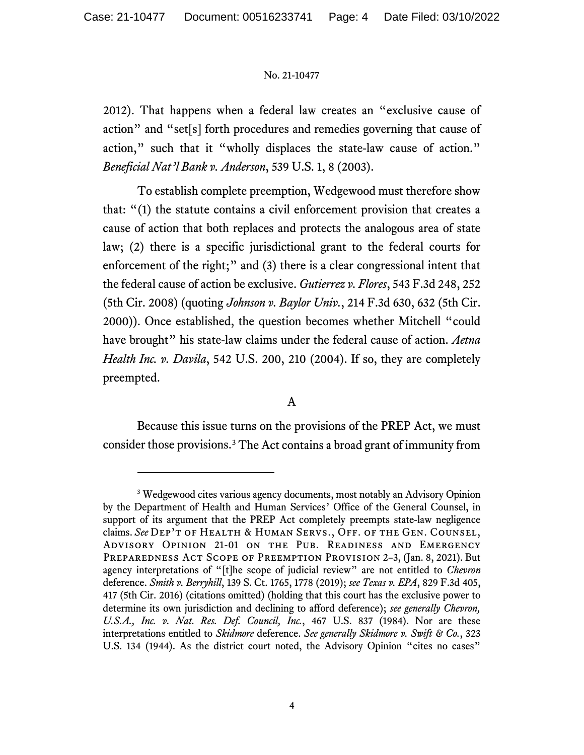2012). That happens when a federal law creates an "exclusive cause of action" and "set[s] forth procedures and remedies governing that cause of action," such that it "wholly displaces the state-law cause of action." *Beneficial Nat'l Bank v. Anderson*, 539 U.S. 1, 8 (2003).

To establish complete preemption, Wedgewood must therefore show that: "(1) the statute contains a civil enforcement provision that creates a cause of action that both replaces and protects the analogous area of state law; (2) there is a specific jurisdictional grant to the federal courts for enforcement of the right;" and (3) there is a clear congressional intent that the federal cause of action be exclusive. *Gutierrez v. Flores*, 543 F.3d 248, 252 (5th Cir. 2008) (quoting *Johnson v. Baylor Univ.*, 214 F.3d 630, 632 (5th Cir. 2000)). Once established, the question becomes whether Mitchell "could have brought" his state-law claims under the federal cause of action. *Aetna Health Inc. v. Davila*, 542 U.S. 200, 210 (2004). If so, they are completely preempted.

### A

Because this issue turns on the provisions of the PREP Act, we must consider those provisions.[3] The Act contains a broad grant of immunity from

---

[3] Wedgewood cites various agency documents, most notably an Advisory Opinion by the Department of Health and Human Services' Office of the General Counsel, in support of its argument that the PREP Act completely preempts state-law negligence claims. *See* Dep't of Health & Human Servs., Off. of the Gen. Counsel, Advisory Opinion 21-01 on the Pub. Readiness and Emergency Preparedness Act Scope of Preemption Provision 2–3, (Jan. 8, 2021). But agency interpretations of "[t]he scope of judicial review" are not entitled to *Chevron* deference. *Smith v. Berryhill*, 139 S. Ct. 1765, 1778 (2019); *see Texas v. EPA*, 829 F.3d 405, 417 (5th Cir. 2016) (citations omitted) (holding that this court has the exclusive power to determine its own jurisdiction and declining to afford deference); *see generally Chevron, U.S.A., Inc. v. Nat. Res. Def. Council, Inc.*, 467 U.S. 837 (1984). Nor are these interpretations entitled to *Skidmore* deference. *See generally Skidmore v. Swift & Co.*, 323 U.S. 134 (1944). As the district court noted, the Advisory Opinion "cites no cases"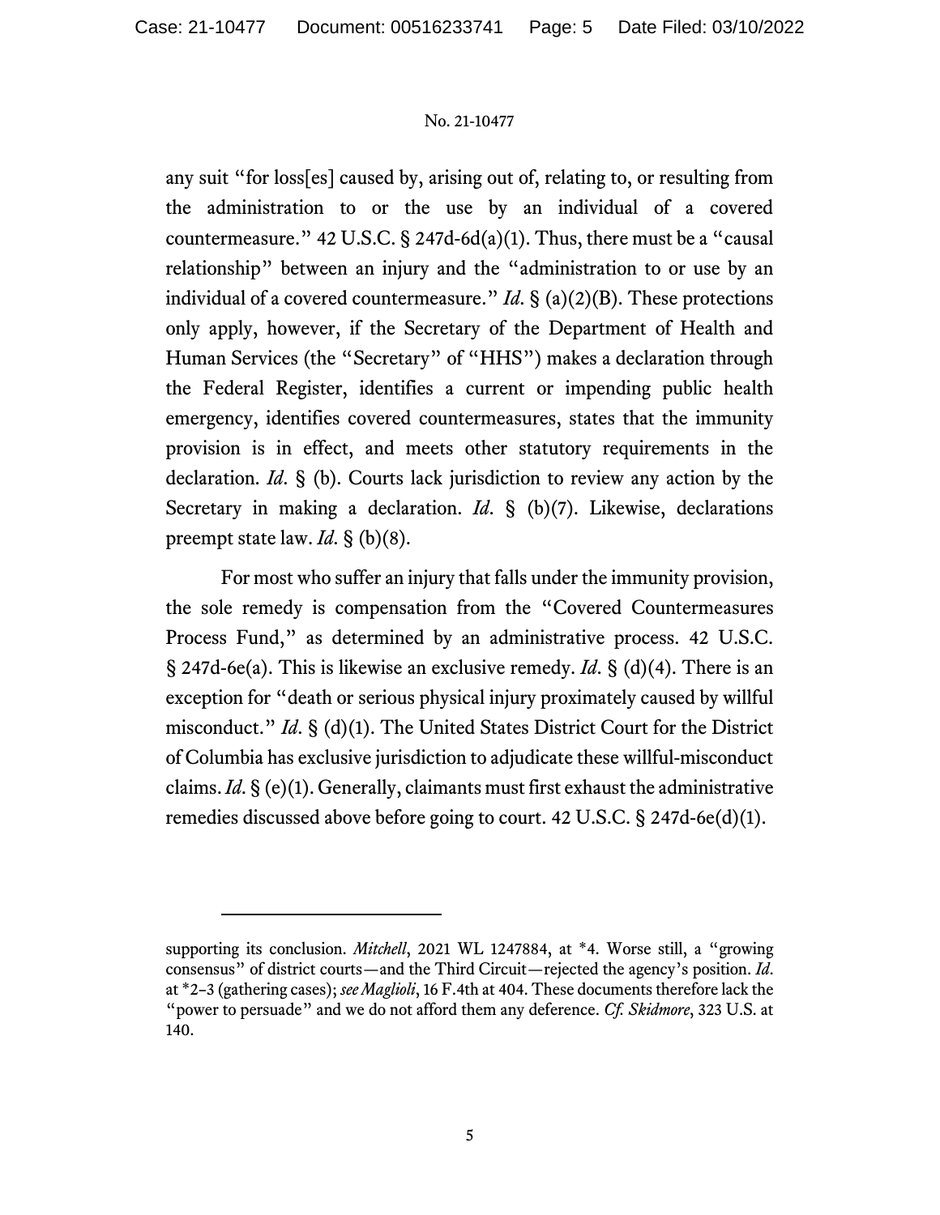any suit "for loss[es] caused by, arising out of, relating to, or resulting from the administration to or the use by an individual of a covered countermeasure." 42 U.S.C. § 247d-6d(a)(1). Thus, there must be a "causal relationship" between an injury and the "administration to or use by an individual of a covered countermeasure." *Id*. § (a)(2)(B). These protections only apply, however, if the Secretary of the Department of Health and Human Services (the "Secretary" of "HHS") makes a declaration through the Federal Register, identifies a current or impending public health emergency, identifies covered countermeasures, states that the immunity provision is in effect, and meets other statutory requirements in the declaration. *Id*. § (b). Courts lack jurisdiction to review any action by the Secretary in making a declaration. *Id*. § (b)(7). Likewise, declarations preempt state law. *Id*. § (b)(8).

For most who suffer an injury that falls under the immunity provision, the sole remedy is compensation from the "Covered Countermeasures Process Fund," as determined by an administrative process. 42 U.S.C. § 247d-6e(a). This is likewise an exclusive remedy. *Id*. § (d)(4). There is an exception for "death or serious physical injury proximately caused by willful misconduct." *Id*. § (d)(1). The United States District Court for the District of Columbia has exclusive jurisdiction to adjudicate these willful-misconduct claims. *Id*. § (e)(1). Generally, claimants must first exhaust the administrative remedies discussed above before going to court. 42 U.S.C. § 247d-6e(d)(1).

---

supporting its conclusion. *Mitchell*, 2021 WL 1247884, at *4. Worse still, a "growing consensus" of district courts—and the Third Circuit—rejected the agency's position. *Id*. at *2–3 (gathering cases); *see Maglioli*, 16 F.4th at 404. These documents therefore lack the "power to persuade" and we do not afford them any deference. *Cf. Skidmore*, 323 U.S. at 140.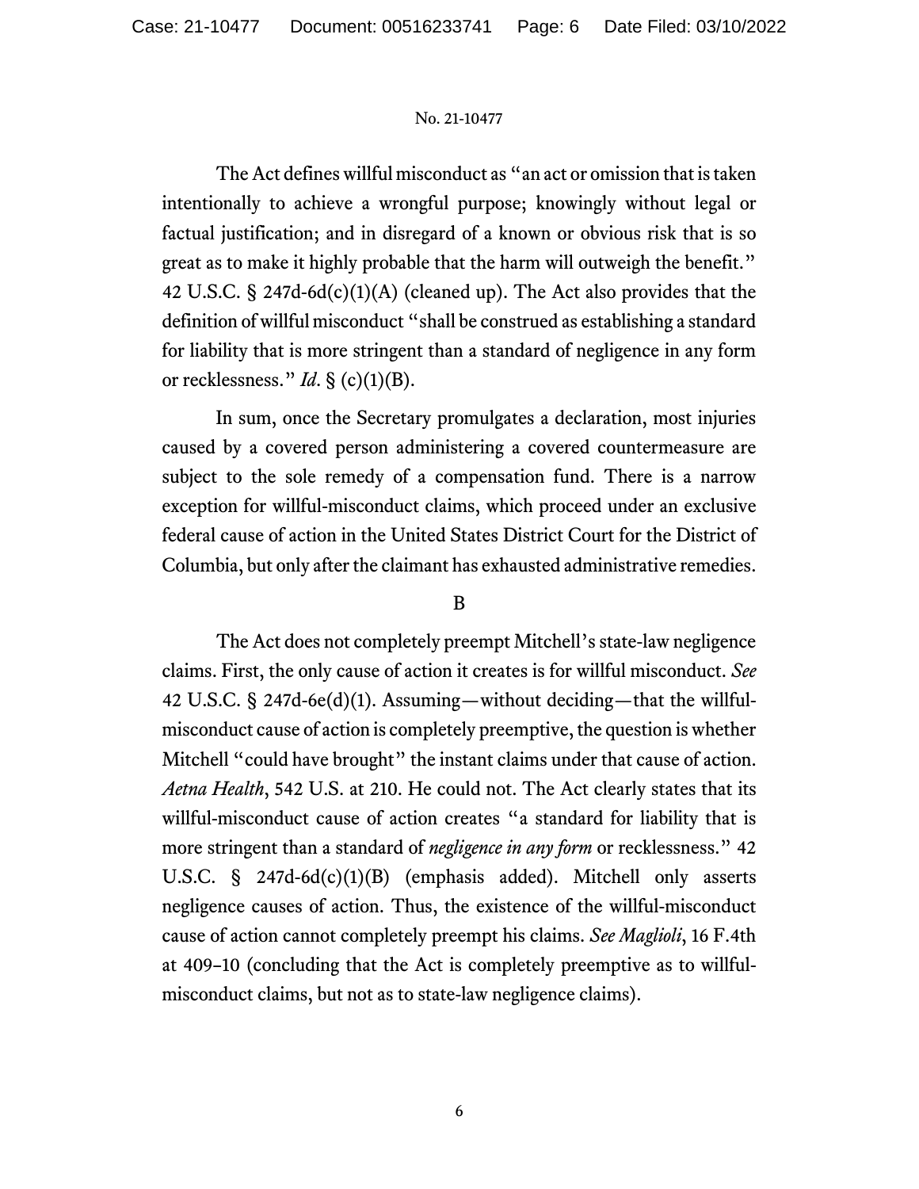The Act defines willful misconduct as "an act or omission that is taken intentionally to achieve a wrongful purpose; knowingly without legal or factual justification; and in disregard of a known or obvious risk that is so great as to make it highly probable that the harm will outweigh the benefit." 42 U.S.C. § 247d-6d(c)(1)(A) (cleaned up). The Act also provides that the definition of willful misconduct "shall be construed as establishing a standard for liability that is more stringent than a standard of negligence in any form or recklessness." *Id.* § (c)(1)(B).

In sum, once the Secretary promulgates a declaration, most injuries caused by a covered person administering a covered countermeasure are subject to the sole remedy of a compensation fund. There is a narrow exception for willful-misconduct claims, which proceed under an exclusive federal cause of action in the United States District Court for the District of Columbia, but only after the claimant has exhausted administrative remedies.

B

The Act does not completely preempt Mitchell's state-law negligence claims. First, the only cause of action it creates is for willful misconduct. *See* 42 U.S.C. § 247d-6e(d)(1). Assuming—without deciding—that the willful-misconduct cause of action is completely preemptive, the question is whether Mitchell "could have brought" the instant claims under that cause of action. *Aetna Health*, 542 U.S. at 210. He could not. The Act clearly states that its willful-misconduct cause of action creates "a standard for liability that is more stringent than a standard of *negligence in any form* or recklessness." 42 U.S.C. § 247d-6d(c)(1)(B) (emphasis added). Mitchell only asserts negligence causes of action. Thus, the existence of the willful-misconduct cause of action cannot completely preempt his claims. *See Maglioli*, 16 F.4th at 409–10 (concluding that the Act is completely preemptive as to willful-misconduct claims, but not as to state-law negligence claims).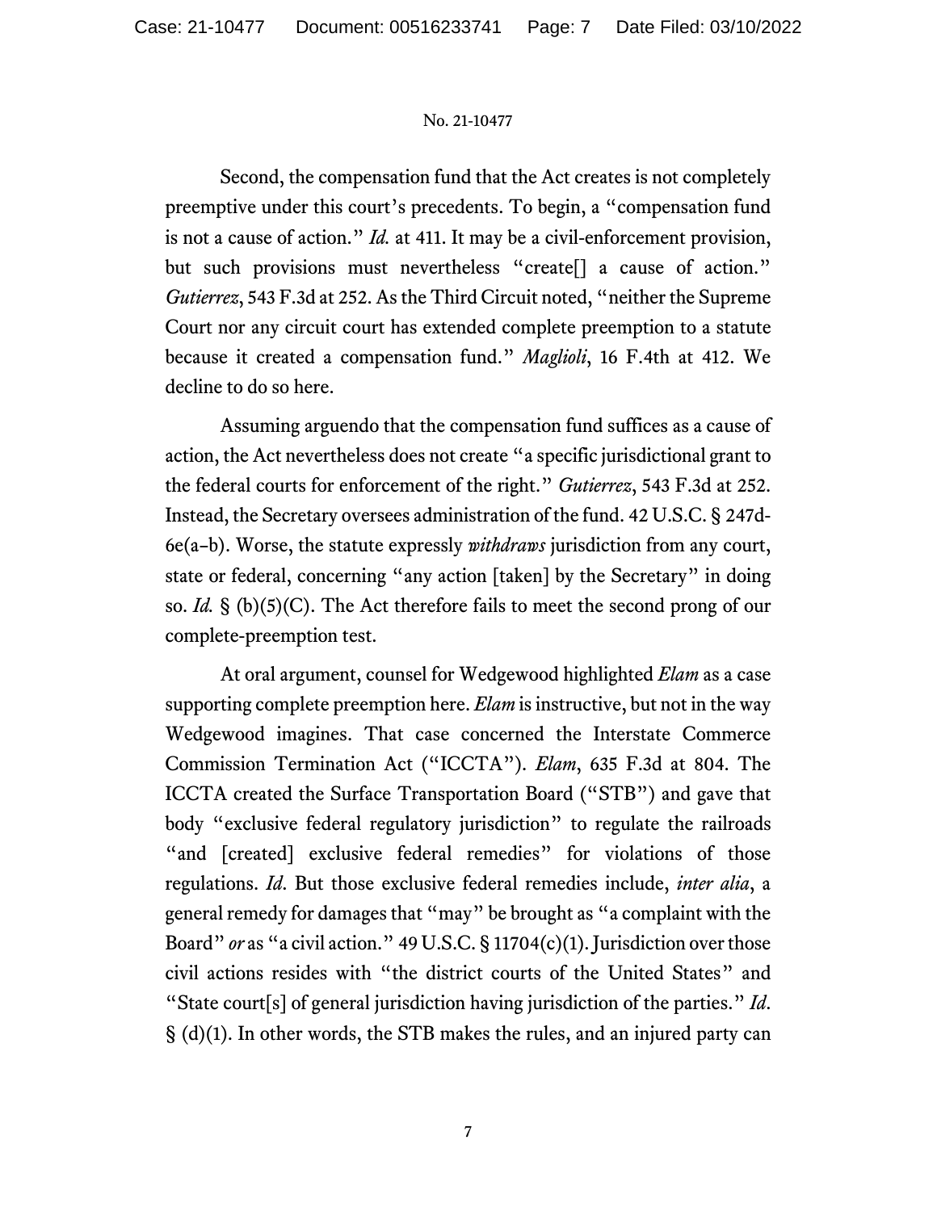Second, the compensation fund that the Act creates is not completely preemptive under this court's precedents. To begin, a "compensation fund is not a cause of action." *Id.* at 411. It may be a civil-enforcement provision, but such provisions must nevertheless "create[] a cause of action." *Gutierrez*, 543 F.3d at 252. As the Third Circuit noted, "neither the Supreme Court nor any circuit court has extended complete preemption to a statute because it created a compensation fund." *Maglioli*, 16 F.4th at 412. We decline to do so here.

Assuming arguendo that the compensation fund suffices as a cause of action, the Act nevertheless does not create "a specific jurisdictional grant to the federal courts for enforcement of the right." *Gutierrez*, 543 F.3d at 252. Instead, the Secretary oversees administration of the fund. 42 U.S.C. § 247d-6e(a–b). Worse, the statute expressly *withdraws* jurisdiction from any court, state or federal, concerning "any action [taken] by the Secretary" in doing so. *Id.* § (b)(5)(C). The Act therefore fails to meet the second prong of our complete-preemption test.

At oral argument, counsel for Wedgewood highlighted *Elam* as a case supporting complete preemption here. *Elam* is instructive, but not in the way Wedgewood imagines. That case concerned the Interstate Commerce Commission Termination Act ("ICCTA"). *Elam*, 635 F.3d at 804. The ICCTA created the Surface Transportation Board ("STB") and gave that body "exclusive federal regulatory jurisdiction" to regulate the railroads "and [created] exclusive federal remedies" for violations of those regulations. *Id.* But those exclusive federal remedies include, *inter alia*, a general remedy for damages that "may" be brought as "a complaint with the Board" *or* as "a civil action." 49 U.S.C. § 11704(c)(1). Jurisdiction over those civil actions resides with "the district courts of the United States" and "State court[s] of general jurisdiction having jurisdiction of the parties." *Id.* § (d)(1). In other words, the STB makes the rules, and an injured party can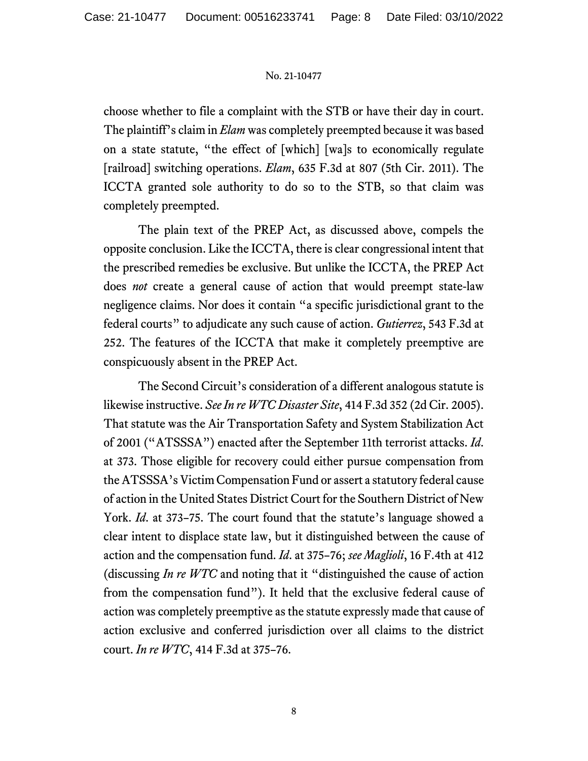choose whether to file a complaint with the STB or have their day in court. The plaintiff's claim in *Elam* was completely preempted because it was based on a state statute, "the effect of [which] [wa]s to economically regulate [railroad] switching operations. *Elam*, 635 F.3d at 807 (5th Cir. 2011). The ICCTA granted sole authority to do so to the STB, so that claim was completely preempted.

The plain text of the PREP Act, as discussed above, compels the opposite conclusion. Like the ICCTA, there is clear congressional intent that the prescribed remedies be exclusive. But unlike the ICCTA, the PREP Act does *not* create a general cause of action that would preempt state-law negligence claims. Nor does it contain "a specific jurisdictional grant to the federal courts" to adjudicate any such cause of action. *Gutierrez*, 543 F.3d at 252. The features of the ICCTA that make it completely preemptive are conspicuously absent in the PREP Act.

The Second Circuit's consideration of a different analogous statute is likewise instructive. *See In re WTC Disaster Site*, 414 F.3d 352 (2d Cir. 2005). That statute was the Air Transportation Safety and System Stabilization Act of 2001 ("ATSSSA") enacted after the September 11th terrorist attacks. *Id*. at 373. Those eligible for recovery could either pursue compensation from the ATSSSA's Victim Compensation Fund or assert a statutory federal cause of action in the United States District Court for the Southern District of New York. *Id*. at 373–75. The court found that the statute's language showed a clear intent to displace state law, but it distinguished between the cause of action and the compensation fund. *Id*. at 375–76; *see Maglioli*, 16 F.4th at 412 (discussing *In re WTC* and noting that it "distinguished the cause of action from the compensation fund"). It held that the exclusive federal cause of action was completely preemptive as the statute expressly made that cause of action exclusive and conferred jurisdiction over all claims to the district court. *In re WTC*, 414 F.3d at 375–76.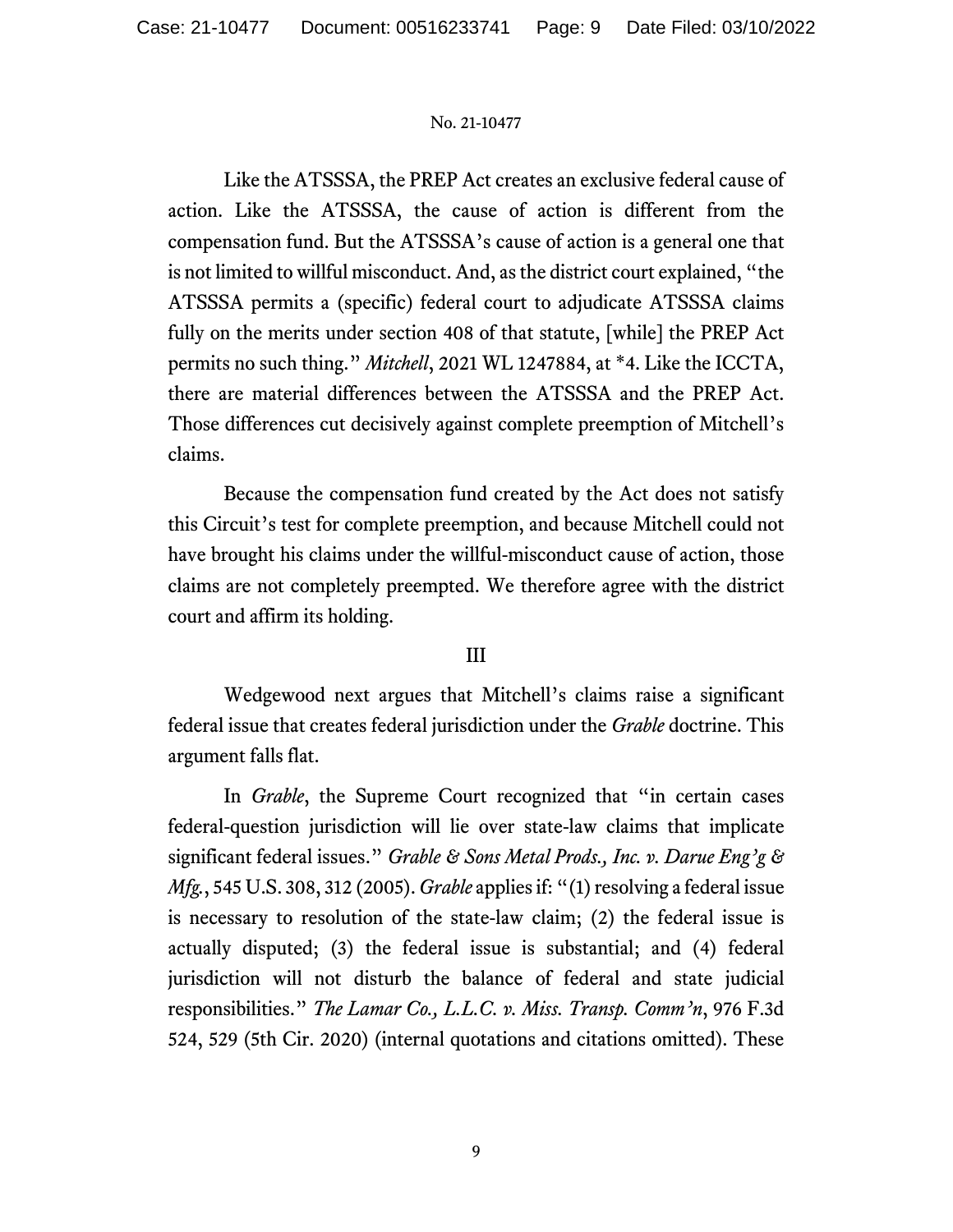Like the ATSSSA, the PREP Act creates an exclusive federal cause of action. Like the ATSSSA, the cause of action is different from the compensation fund. But the ATSSSA's cause of action is a general one that is not limited to willful misconduct. And, as the district court explained, "the ATSSSA permits a (specific) federal court to adjudicate ATSSSA claims fully on the merits under section 408 of that statute, [while] the PREP Act permits no such thing." *Mitchell*, 2021 WL 1247884, at *4. Like the ICCTA, there are material differences between the ATSSSA and the PREP Act. Those differences cut decisively against complete preemption of Mitchell's claims.

Because the compensation fund created by the Act does not satisfy this Circuit's test for complete preemption, and because Mitchell could not have brought his claims under the willful-misconduct cause of action, those claims are not completely preempted. We therefore agree with the district court and affirm its holding.

## III

Wedgewood next argues that Mitchell's claims raise a significant federal issue that creates federal jurisdiction under the *Grable* doctrine. This argument falls flat.

In *Grable*, the Supreme Court recognized that "in certain cases federal-question jurisdiction will lie over state-law claims that implicate significant federal issues." *Grable & Sons Metal Prods., Inc. v. Darue Eng'g & Mfg.*, 545 U.S. 308, 312 (2005). *Grable* applies if: "(1) resolving a federal issue is necessary to resolution of the state-law claim; (2) the federal issue is actually disputed; (3) the federal issue is substantial; and (4) federal jurisdiction will not disturb the balance of federal and state judicial responsibilities." *The Lamar Co., L.L.C. v. Miss. Transp. Comm'n*, 976 F.3d 524, 529 (5th Cir. 2020) (internal quotations and citations omitted). These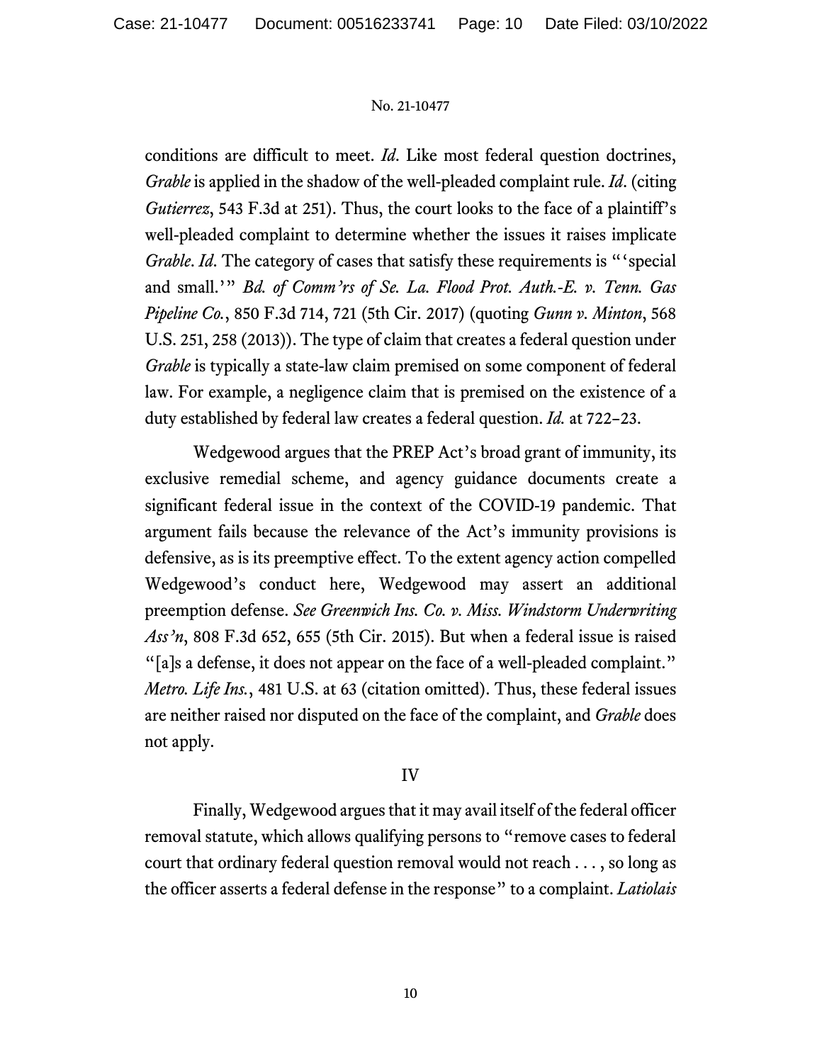conditions are difficult to meet. *Id*. Like most federal question doctrines, *Grable* is applied in the shadow of the well-pleaded complaint rule. *Id*. (citing *Gutierrez*, 543 F.3d at 251). Thus, the court looks to the face of a plaintiff's well-pleaded complaint to determine whether the issues it raises implicate *Grable*. *Id*. The category of cases that satisfy these requirements is "'special and small.'" *Bd. of Comm'rs of Se. La. Flood Prot. Auth.-E. v. Tenn. Gas Pipeline Co.*, 850 F.3d 714, 721 (5th Cir. 2017) (quoting *Gunn v. Minton*, 568 U.S. 251, 258 (2013)). The type of claim that creates a federal question under *Grable* is typically a state-law claim premised on some component of federal law. For example, a negligence claim that is premised on the existence of a duty established by federal law creates a federal question. *Id.* at 722–23.

Wedgewood argues that the PREP Act's broad grant of immunity, its exclusive remedial scheme, and agency guidance documents create a significant federal issue in the context of the COVID-19 pandemic. That argument fails because the relevance of the Act's immunity provisions is defensive, as is its preemptive effect. To the extent agency action compelled Wedgewood's conduct here, Wedgewood may assert an additional preemption defense. *See Greenwich Ins. Co. v. Miss. Windstorm Underwriting Ass'n*, 808 F.3d 652, 655 (5th Cir. 2015). But when a federal issue is raised "[a]s a defense, it does not appear on the face of a well-pleaded complaint." *Metro. Life Ins.*, 481 U.S. at 63 (citation omitted). Thus, these federal issues are neither raised nor disputed on the face of the complaint, and *Grable* does not apply.

## IV

Finally, Wedgewood argues that it may avail itself of the federal officer removal statute, which allows qualifying persons to "remove cases to federal court that ordinary federal question removal would not reach . . . , so long as the officer asserts a federal defense in the response" to a complaint. *Latiolais*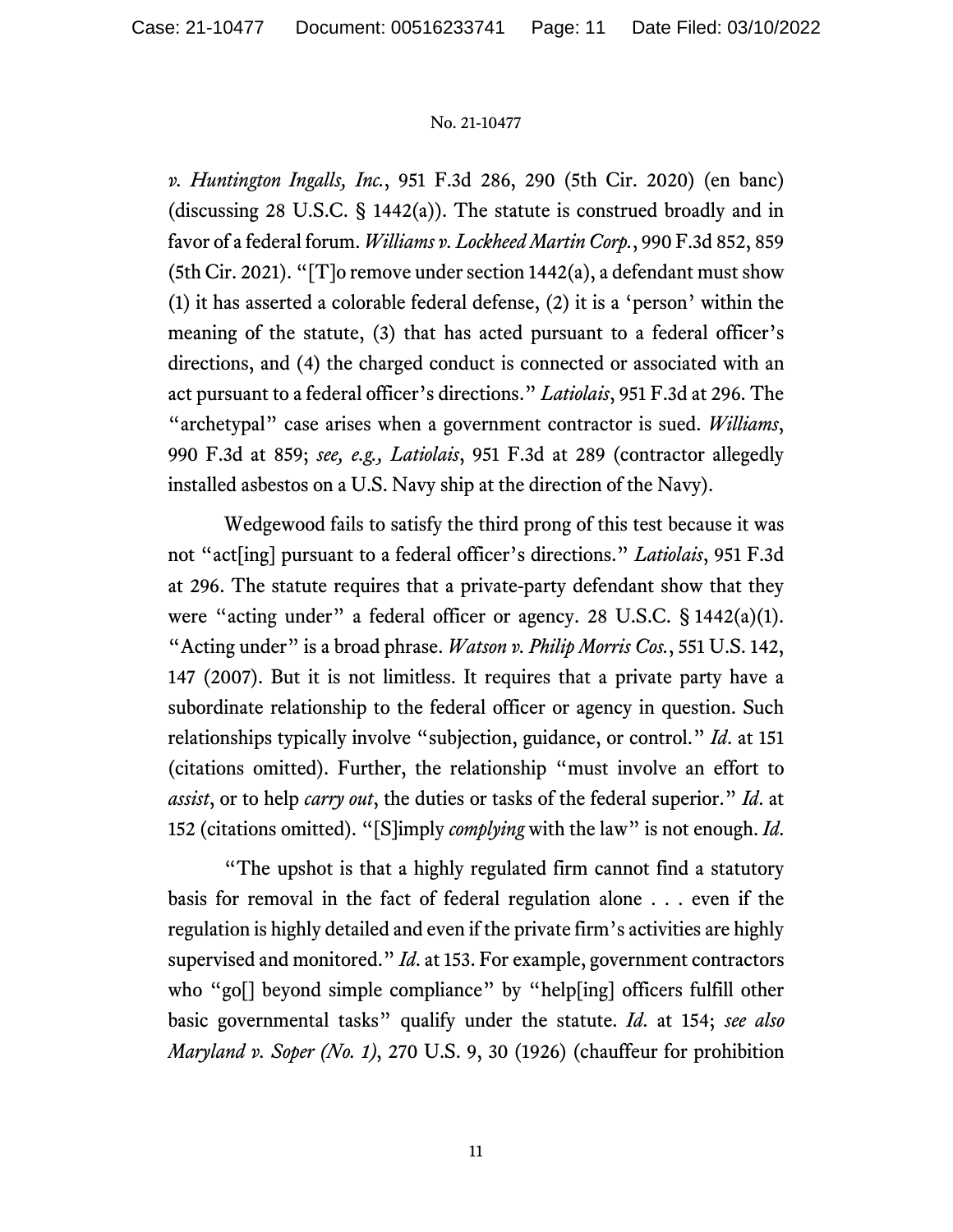*v. Huntington Ingalls, Inc.*, 951 F.3d 286, 290 (5th Cir. 2020) (en banc) (discussing 28 U.S.C. § 1442(a)). The statute is construed broadly and in favor of a federal forum. *Williams v. Lockheed Martin Corp.*, 990 F.3d 852, 859 (5th Cir. 2021). "[T]o remove under section 1442(a), a defendant must show (1) it has asserted a colorable federal defense, (2) it is a 'person' within the meaning of the statute, (3) that has acted pursuant to a federal officer's directions, and (4) the charged conduct is connected or associated with an act pursuant to a federal officer's directions." *Latiolais*, 951 F.3d at 296. The "archetypal" case arises when a government contractor is sued. *Williams*, 990 F.3d at 859; *see, e.g., Latiolais*, 951 F.3d at 289 (contractor allegedly installed asbestos on a U.S. Navy ship at the direction of the Navy).

Wedgewood fails to satisfy the third prong of this test because it was not "act[ing] pursuant to a federal officer's directions." *Latiolais*, 951 F.3d at 296. The statute requires that a private-party defendant show that they were "acting under" a federal officer or agency. 28 U.S.C. § 1442(a)(1). "Acting under" is a broad phrase. *Watson v. Philip Morris Cos.*, 551 U.S. 142, 147 (2007). But it is not limitless. It requires that a private party have a subordinate relationship to the federal officer or agency in question. Such relationships typically involve "subjection, guidance, or control." *Id*. at 151 (citations omitted). Further, the relationship "must involve an effort to *assist*, or to help *carry out*, the duties or tasks of the federal superior." *Id*. at 152 (citations omitted). "[S]imply *complying* with the law" is not enough. *Id*.

"The upshot is that a highly regulated firm cannot find a statutory basis for removal in the fact of federal regulation alone . . . even if the regulation is highly detailed and even if the private firm's activities are highly supervised and monitored." *Id*. at 153. For example, government contractors who "go[] beyond simple compliance" by "help[ing] officers fulfill other basic governmental tasks" qualify under the statute. *Id*. at 154; *see also Maryland v. Soper (No. 1)*, 270 U.S. 9, 30 (1926) (chauffeur for prohibition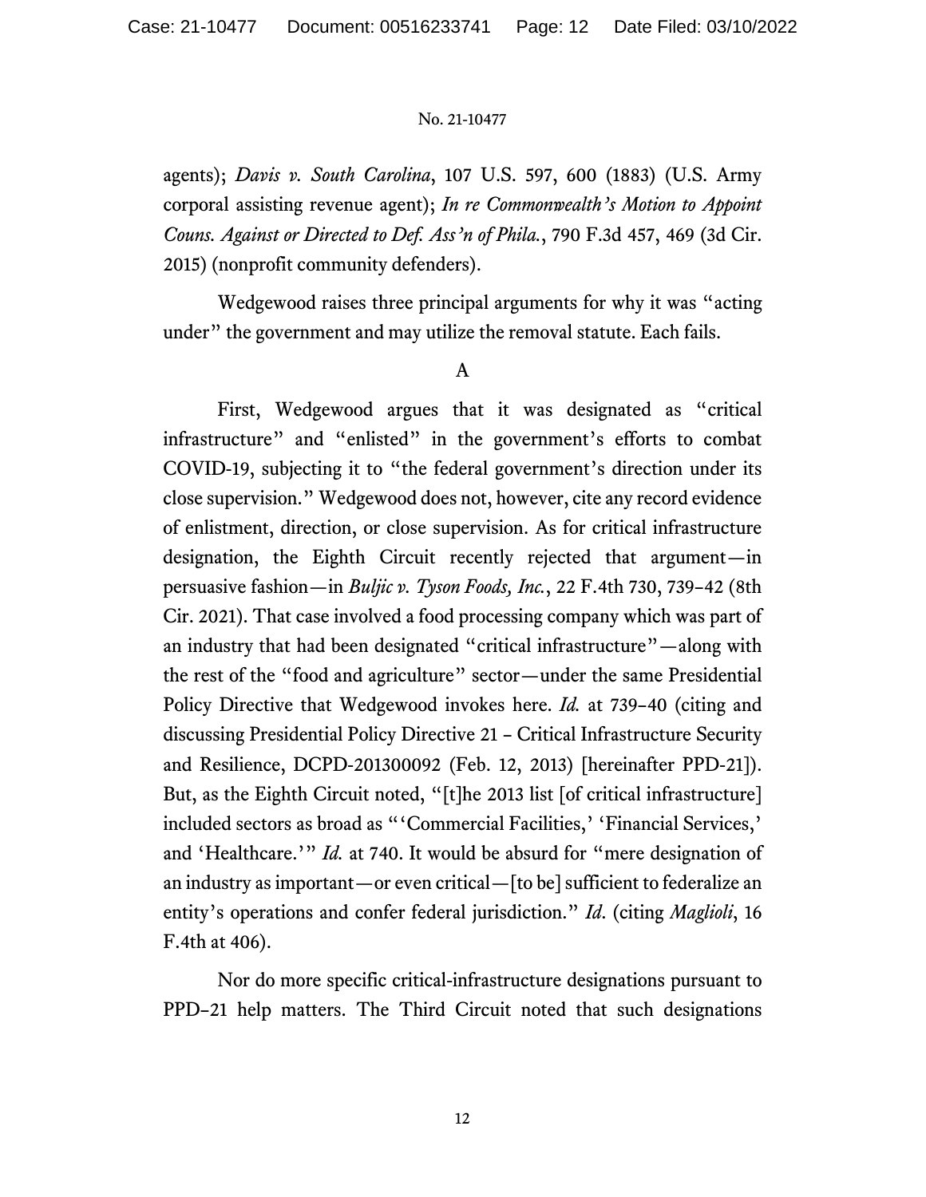agents); *Davis v. South Carolina*, 107 U.S. 597, 600 (1883) (U.S. Army corporal assisting revenue agent); *In re Commonwealth's Motion to Appoint Couns. Against or Directed to Def. Ass'n of Phila.*, 790 F.3d 457, 469 (3d Cir. 2015) (nonprofit community defenders).

Wedgewood raises three principal arguments for why it was "acting under" the government and may utilize the removal statute. Each fails.

A

First, Wedgewood argues that it was designated as "critical infrastructure" and "enlisted" in the government's efforts to combat COVID-19, subjecting it to "the federal government's direction under its close supervision." Wedgewood does not, however, cite any record evidence of enlistment, direction, or close supervision. As for critical infrastructure designation, the Eighth Circuit recently rejected that argument—in persuasive fashion—in *Buljic v. Tyson Foods, Inc.*, 22 F.4th 730, 739–42 (8th Cir. 2021). That case involved a food processing company which was part of an industry that had been designated "critical infrastructure"—along with the rest of the "food and agriculture" sector—under the same Presidential Policy Directive that Wedgewood invokes here. *Id.* at 739–40 (citing and discussing Presidential Policy Directive 21 – Critical Infrastructure Security and Resilience, DCPD-201300092 (Feb. 12, 2013) [hereinafter PPD-21]). But, as the Eighth Circuit noted, "[t]he 2013 list [of critical infrastructure] included sectors as broad as "'Commercial Facilities,' 'Financial Services,' and 'Healthcare.'" *Id.* at 740. It would be absurd for "mere designation of an industry as important—or even critical—[to be] sufficient to federalize an entity's operations and confer federal jurisdiction." *Id*. (citing *Maglioli*, 16 F.4th at 406).

Nor do more specific critical-infrastructure designations pursuant to PPD–21 help matters. The Third Circuit noted that such designations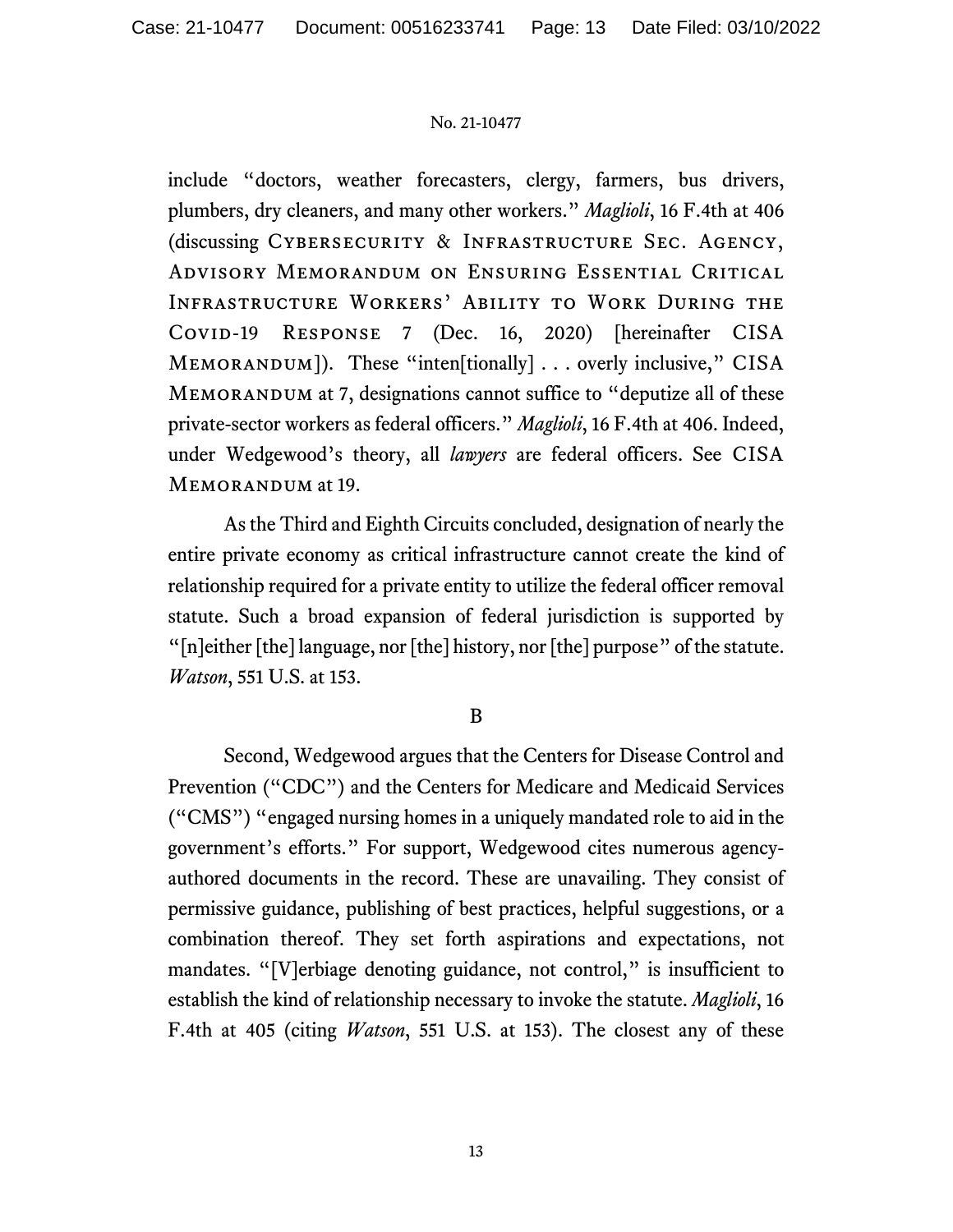include "doctors, weather forecasters, clergy, farmers, bus drivers, plumbers, dry cleaners, and many other workers." *Maglioli*, 16 F.4th at 406 (discussing CYBERSECURITY & INFRASTRUCTURE SEC. AGENCY, ADVISORY MEMORANDUM ON ENSURING ESSENTIAL CRITICAL INFRASTRUCTURE WORKERS' ABILITY TO WORK DURING THE COVID-19 RESPONSE 7 (Dec. 16, 2020) [hereinafter CISA MEMORANDUM]). These "inten[tionally] . . . overly inclusive," CISA MEMORANDUM at 7, designations cannot suffice to "deputize all of these private-sector workers as federal officers." *Maglioli*, 16 F.4th at 406. Indeed, under Wedgewood's theory, all *lawyers* are federal officers. See CISA MEMORANDUM at 19.

As the Third and Eighth Circuits concluded, designation of nearly the entire private economy as critical infrastructure cannot create the kind of relationship required for a private entity to utilize the federal officer removal statute. Such a broad expansion of federal jurisdiction is supported by "[n]either [the] language, nor [the] history, nor [the] purpose" of the statute. *Watson*, 551 U.S. at 153.

B

Second, Wedgewood argues that the Centers for Disease Control and Prevention ("CDC") and the Centers for Medicare and Medicaid Services ("CMS") "engaged nursing homes in a uniquely mandated role to aid in the government's efforts." For support, Wedgewood cites numerous agency-authored documents in the record. These are unavailing. They consist of permissive guidance, publishing of best practices, helpful suggestions, or a combination thereof. They set forth aspirations and expectations, not mandates. "[V]erbiage denoting guidance, not control," is insufficient to establish the kind of relationship necessary to invoke the statute. *Maglioli*, 16 F.4th at 405 (citing *Watson*, 551 U.S. at 153). The closest any of these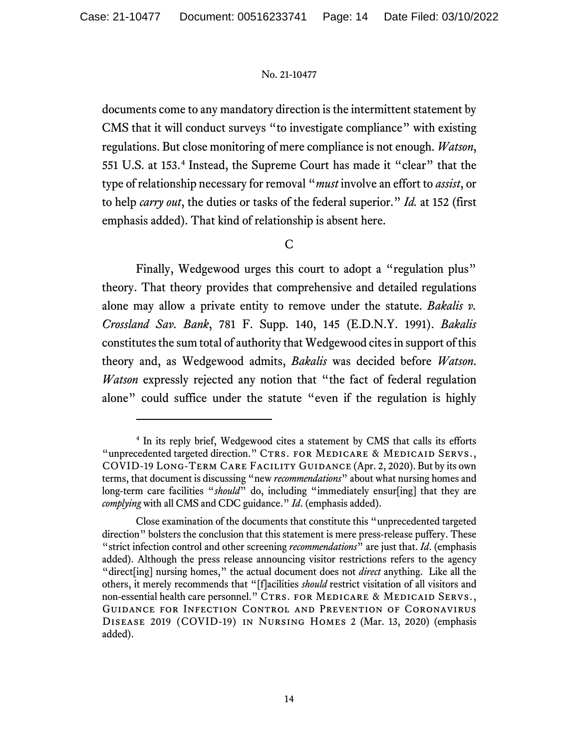documents come to any mandatory direction is the intermittent statement by CMS that it will conduct surveys "to investigate compliance" with existing regulations. But close monitoring of mere compliance is not enough. *Watson*, 551 U.S. at 153.[4] Instead, the Supreme Court has made it "clear" that the type of relationship necessary for removal "*must* involve an effort to *assist*, or to help *carry out*, the duties or tasks of the federal superior." *Id.* at 152 (first emphasis added). That kind of relationship is absent here.

C

Finally, Wedgewood urges this court to adopt a "regulation plus" theory. That theory provides that comprehensive and detailed regulations alone may allow a private entity to remove under the statute. *Bakalis v. Crossland Sav. Bank*, 781 F. Supp. 140, 145 (E.D.N.Y. 1991). *Bakalis* constitutes the sum total of authority that Wedgewood cites in support of this theory and, as Wedgewood admits, *Bakalis* was decided before *Watson*. *Watson* expressly rejected any notion that "the fact of federal regulation alone" could suffice under the statute "even if the regulation is highly

---

[4] In its reply brief, Wedgewood cites a statement by CMS that calls its efforts "unprecedented targeted direction." Ctrs. for Medicare & Medicaid Servs., COVID-19 Long-Term Care Facility Guidance (Apr. 2, 2020). But by its own terms, that document is discussing "new *recommendations*" about what nursing homes and long-term care facilities "*should*" do, including "immediately ensur[ing] that they are *complying* with all CMS and CDC guidance." *Id*. (emphasis added).

Close examination of the documents that constitute this "unprecedented targeted direction" bolsters the conclusion that this statement is mere press-release puffery. These "strict infection control and other screening *recommendations*" are just that. *Id*. (emphasis added). Although the press release announcing visitor restrictions refers to the agency "direct[ing] nursing homes," the actual document does not *direct* anything. Like all the others, it merely recommends that "[f]acilities *should* restrict visitation of all visitors and non-essential health care personnel." Ctrs. for Medicare & Medicaid Servs., Guidance for Infection Control and Prevention of Coronavirus Disease 2019 (COVID-19) in Nursing Homes 2 (Mar. 13, 2020) (emphasis added).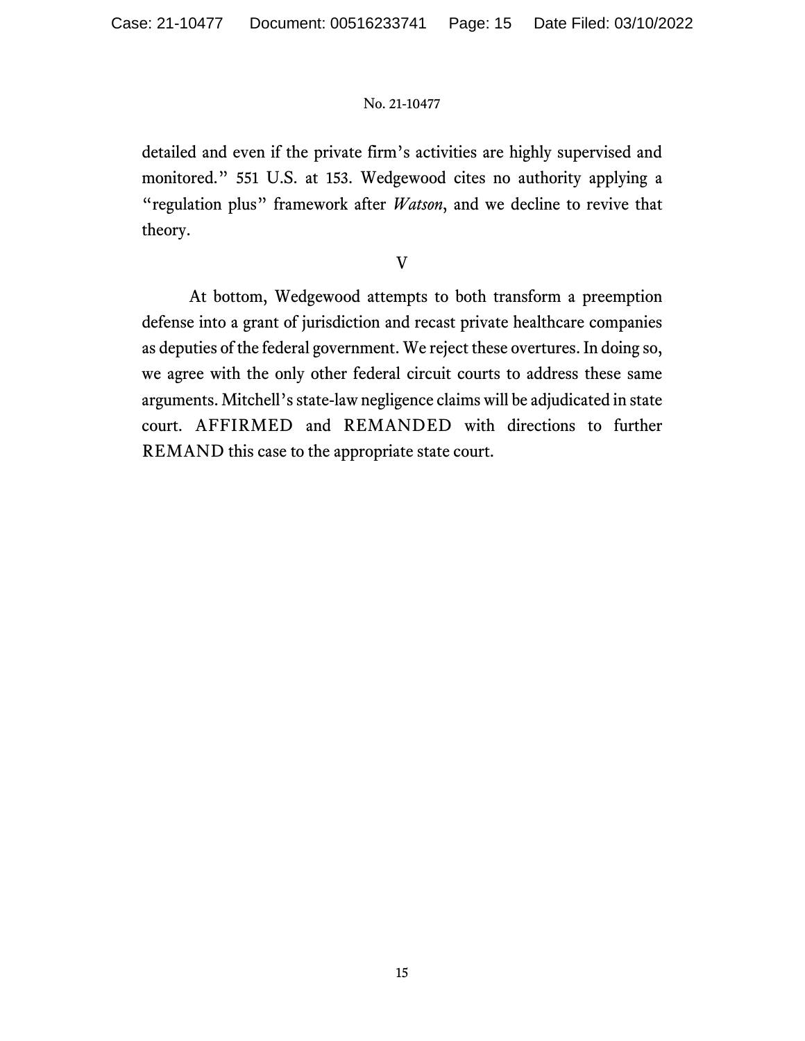detailed and even if the private firm's activities are highly supervised and monitored." 551 U.S. at 153. Wedgewood cites no authority applying a "regulation plus" framework after *Watson*, and we decline to revive that theory.

## V

At bottom, Wedgewood attempts to both transform a preemption defense into a grant of jurisdiction and recast private healthcare companies as deputies of the federal government. We reject these overtures. In doing so, we agree with the only other federal circuit courts to address these same arguments. Mitchell's state-law negligence claims will be adjudicated in state court. AFFIRMED and REMANDED with directions to further REMAND this case to the appropriate state court.